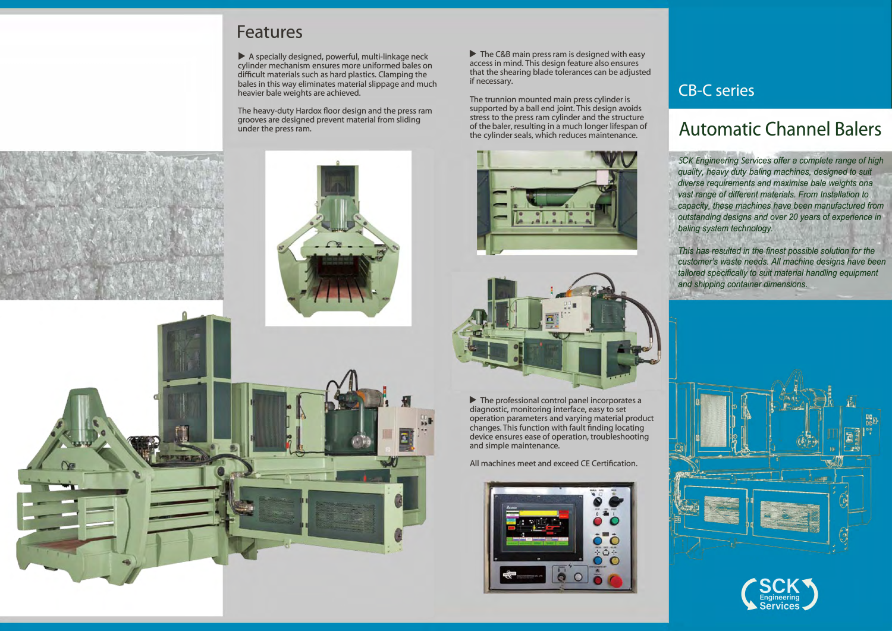## CB-C series

# Automatic Channel Balers

*SCK Engineering Services offer a complete range of high quality, heavy duty baling machines, designed to suit diverse requirements and maximise bale weights ona vast range of different materials. From Installation to capacity, these machines have been manufactured from outstanding designs and over 20 years of experience in baling system technology.*

*This has resulted in the finest possible solution for the customer's waste needs. All machine designs have been tailored specifically to suit material handling equipment and shipping container dimensions.*

## Features

▶ A specially designed, powerful, multi-linkage neck cylinder mechanism ensures more uniformed bales on difficult materials such as hard plastics. Clamping the bales in this way eliminates material slippage and much heavier bale weights are achieved.

The heavy-duty Hardox floor design and the press ram grooves are designed prevent material from sliding under the press ram.

▶ The C&B main press ram is designed with easy access in mind. This design feature also ensures that the shearing blade tolerances can be adjusted if necessary.

The trunnion mounted main press cylinder is supported by a ball end joint. This design avoids stress to the press ram cylinder and the structure of the baler, resulting in a much longer lifespan of the cylinder seals, which reduces maintenance.

▶ The professional control panel incorporates a diagnostic, monitoring interface, easy to set operation parameters and varying material product changes. This function with fault finding locating device ensures ease of operation, troubleshooting and simple maintenance.

All machines meet and exceed CE Certification.

SCK Engineering Services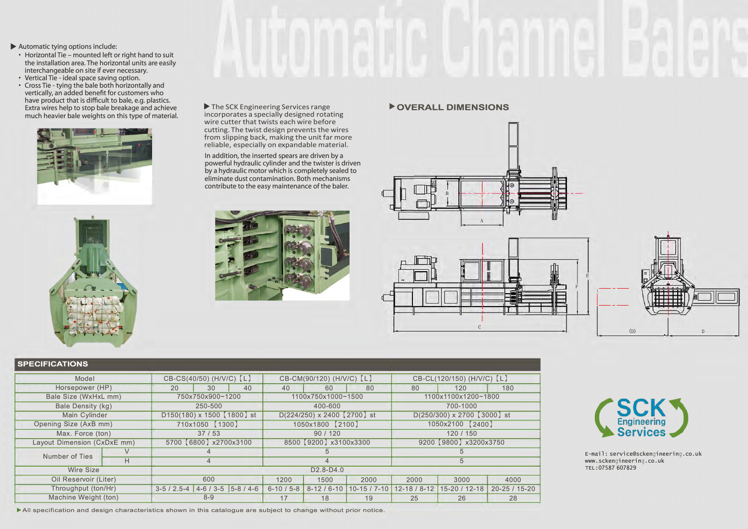# Automatic Channel Balers

- Automatic tying options include:
  - Horizontal Tie – mounted left or right hand to suit the installation area. The horizontal units are easily interchangeable on site if ever necessary.
  - Vertical Tie - ideal space saving option.
  - Cross Tie - tying the bale both horizontally and vertically, an added benefit for customers who have product that is difficult to bale, e.g. plastics. Extra wires help to stop bale breakage and achieve much heavier bale weights on this type of material.

The SCK Engineering Services range incorporates a specially designed rotating wire cutter that twists each wire before cutting. The twist design prevents the wires from slipping back, making the unit far more reliable, especially on expandable material.

In addition, the inserted spears are driven by a powerful hydraulic cylinder and the twister is driven by a hydraulic motor which is completely sealed to eliminate dust contamination. Both mechanisms contribute to the easy maintenance of the baler.

## OVERALL DIMENSIONS

B
A
E
F
C
(D)
D

## SPECIFICATIONS

| Model | | CB-CS(40/50) (H/V/C)【L】 | | | CB-CM(90/120) (H/V/C)【L】 | | | CB-CL(120/150) (H/V/C)【L】 | | |
|---|---|---|---|---|---|---|---|---|---|---|
| Horsepower (HP) | | 20 | 30 | 40 | 40 | 60 | 80 | 80 | 120 | 180 |
| Bale Size (WxHxL mm) | | 750x750x900~1200 | | | 1100x750x1000~1500 | | | 1100x1100x1200~1800 | | |
| Bale Density (kg) | | 250-500 | | | 400-600 | | | 700-1000 | | |
| Main Cylinder | | D150(180) x 1500【1800】st | | | D(224/250) x 2400【2700】st | | | D(250/300) x 2700【3000】st | | |
| Opening Size (AxB mm) | | 710x1050【1300】 | | | 1050x1800【2100】 | | | 1050x2100【2400】 | | |
| Max. Force (ton) | | 37 / 53 | | | 90 / 120 | | | 120 / 150 | | |
| Layout Dimension (CxDxE mm) | | 5700【6800】x2700x3100 | | | 8500【9200】x3100x3300 | | | 9200【9800】x3200x3750 | | |
| Number of Ties | V | 4 | | | 5 | | | 5 | | |
| | H | 4 | | | 4 | | | 5 | | |
| Wire Size | | D2.8-D4.0 | | | | | | | | |
| Oil Reservoir (Liter) | | 600 | | | 1200 | 1500 | 2000 | 2000 | 3000 | 4000 |
| Throughput (ton/Hr) | | 3-5 / 2.5-4 | 4-6 / 3-5 | 5-8 / 4-6 | 6-10 / 5-8 | 8-12 / 6-10 | 10-15 / 7-10 | 12-18 / 8-12 | 15-20 / 12-18 | 20-25 / 15-20 |
| Machine Weight (ton) | | 8-9 | | | 17 | 18 | 19 | 25 | 26 | 28 |

All specification and design characteristics shown in this catalogue are subject to change without prior notice.

SCK Engineering Services

E-mail: service@sckengineering.co.uk
www.sckengineering.co.uk
TEL:07587 607829